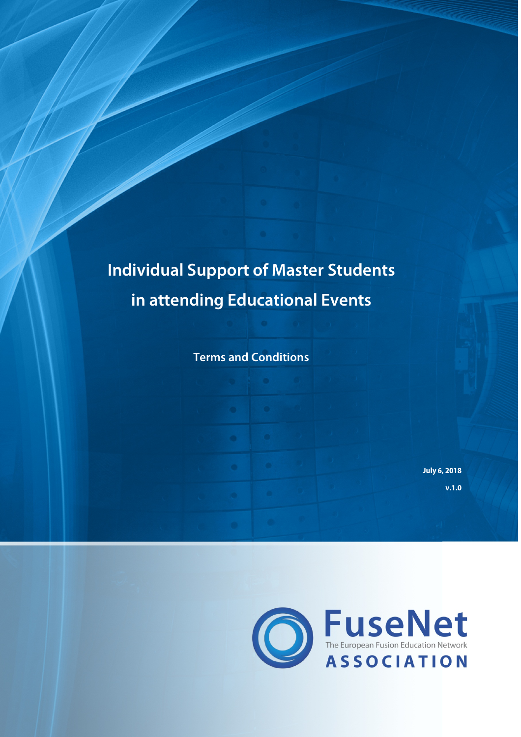# Individual Support of Master Students in attending Educational Events

## Terms and Conditions

**July 6, 2018**

**v.1.0**

FuseNet
The European Fusion Education Network
ASSOCIATION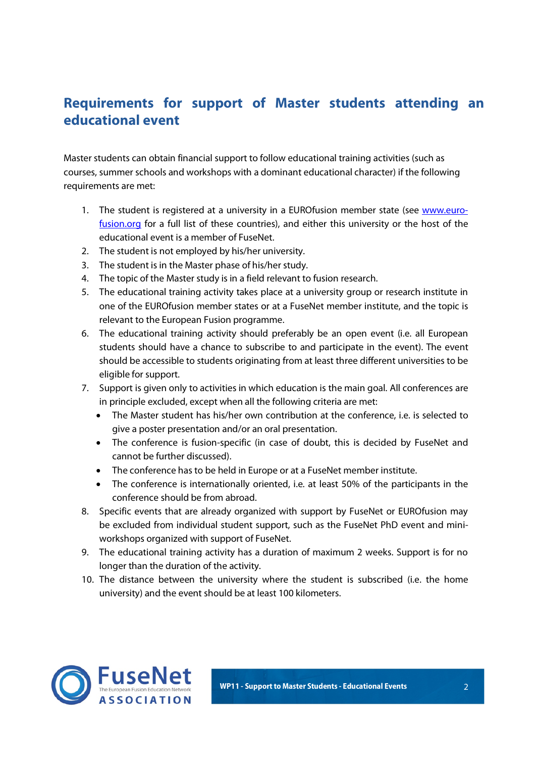## Requirements for support of Master students attending an educational event

Master students can obtain financial support to follow educational training activities (such as courses, summer schools and workshops with a dominant educational character) if the following requirements are met:

1. The student is registered at a university in a EUROfusion member state (see [www.euro-fusion.org](www.euro-fusion.org) for a full list of these countries), and either this university or the host of the educational event is a member of FuseNet.
2. The student is not employed by his/her university.
3. The student is in the Master phase of his/her study.
4. The topic of the Master study is in a field relevant to fusion research.
5. The educational training activity takes place at a university group or research institute in one of the EUROfusion member states or at a FuseNet member institute, and the topic is relevant to the European Fusion programme.
6. The educational training activity should preferably be an open event (i.e. all European students should have a chance to subscribe to and participate in the event). The event should be accessible to students originating from at least three different universities to be eligible for support.
7. Support is given only to activities in which education is the main goal. All conferences are in principle excluded, except when all the following criteria are met:
   - The Master student has his/her own contribution at the conference, i.e. is selected to give a poster presentation and/or an oral presentation.
   - The conference is fusion-specific (in case of doubt, this is decided by FuseNet and cannot be further discussed).
   - The conference has to be held in Europe or at a FuseNet member institute.
   - The conference is internationally oriented, i.e. at least 50% of the participants in the conference should be from abroad.
8. Specific events that are already organized with support by FuseNet or EUROfusion may be excluded from individual student support, such as the FuseNet PhD event and mini-workshops organized with support of FuseNet.
9. The educational training activity has a duration of maximum 2 weeks. Support is for no longer than the duration of the activity.
10. The distance between the university where the student is subscribed (i.e. the home university) and the event should be at least 100 kilometers.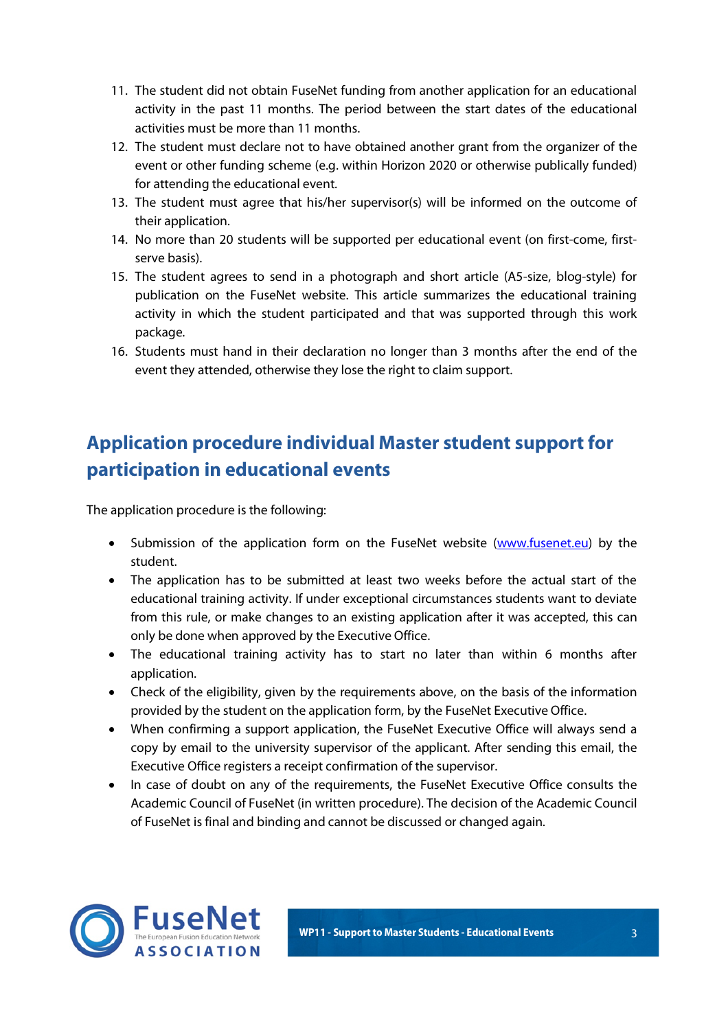11. The student did not obtain FuseNet funding from another application for an educational activity in the past 11 months. The period between the start dates of the educational activities must be more than 11 months.
12. The student must declare not to have obtained another grant from the organizer of the event or other funding scheme (e.g. within Horizon 2020 or otherwise publically funded) for attending the educational event.
13. The student must agree that his/her supervisor(s) will be informed on the outcome of their application.
14. No more than 20 students will be supported per educational event (on first-come, first-serve basis).
15. The student agrees to send in a photograph and short article (A5-size, blog-style) for publication on the FuseNet website. This article summarizes the educational training activity in which the student participated and that was supported through this work package.
16. Students must hand in their declaration no longer than 3 months after the end of the event they attended, otherwise they lose the right to claim support.

## Application procedure individual Master student support for participation in educational events

The application procedure is the following:

- Submission of the application form on the FuseNet website (www.fusenet.eu) by the student.
- The application has to be submitted at least two weeks before the actual start of the educational training activity. If under exceptional circumstances students want to deviate from this rule, or make changes to an existing application after it was accepted, this can only be done when approved by the Executive Office.
- The educational training activity has to start no later than within 6 months after application.
- Check of the eligibility, given by the requirements above, on the basis of the information provided by the student on the application form, by the FuseNet Executive Office.
- When confirming a support application, the FuseNet Executive Office will always send a copy by email to the university supervisor of the applicant. After sending this email, the Executive Office registers a receipt confirmation of the supervisor.
- In case of doubt on any of the requirements, the FuseNet Executive Office consults the Academic Council of FuseNet (in written procedure). The decision of the Academic Council of FuseNet is final and binding and cannot be discussed or changed again.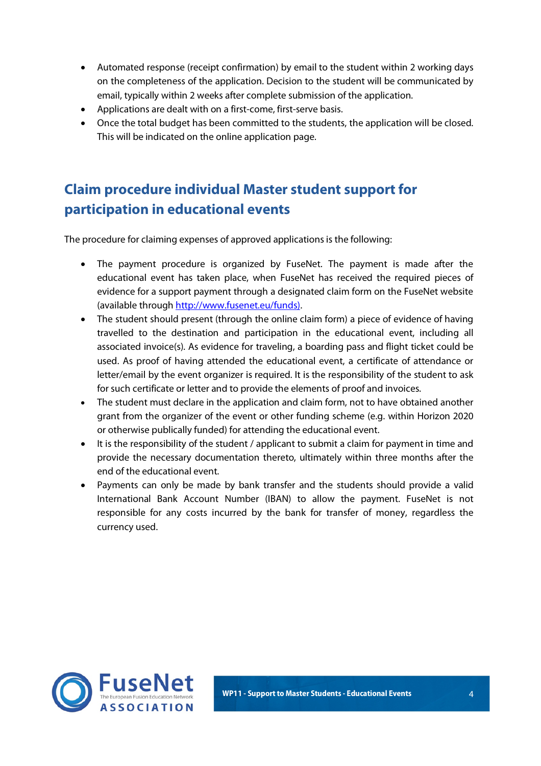- Automated response (receipt confirmation) by email to the student within 2 working days on the completeness of the application. Decision to the student will be communicated by email, typically within 2 weeks after complete submission of the application.
- Applications are dealt with on a first-come, first-serve basis.
- Once the total budget has been committed to the students, the application will be closed. This will be indicated on the online application page.

## Claim procedure individual Master student support for participation in educational events

The procedure for claiming expenses of approved applications is the following:

- The payment procedure is organized by FuseNet. The payment is made after the educational event has taken place, when FuseNet has received the required pieces of evidence for a support payment through a designated claim form on the FuseNet website (available through [http://www.fusenet.eu/funds)](http://www.fusenet.eu/funds).
- The student should present (through the online claim form) a piece of evidence of having travelled to the destination and participation in the educational event, including all associated invoice(s). As evidence for traveling, a boarding pass and flight ticket could be used. As proof of having attended the educational event, a certificate of attendance or letter/email by the event organizer is required. It is the responsibility of the student to ask for such certificate or letter and to provide the elements of proof and invoices.
- The student must declare in the application and claim form, not to have obtained another grant from the organizer of the event or other funding scheme (e.g. within Horizon 2020 or otherwise publically funded) for attending the educational event.
- It is the responsibility of the student / applicant to submit a claim for payment in time and provide the necessary documentation thereto, ultimately within three months after the end of the educational event.
- Payments can only be made by bank transfer and the students should provide a valid International Bank Account Number (IBAN) to allow the payment. FuseNet is not responsible for any costs incurred by the bank for transfer of money, regardless the currency used.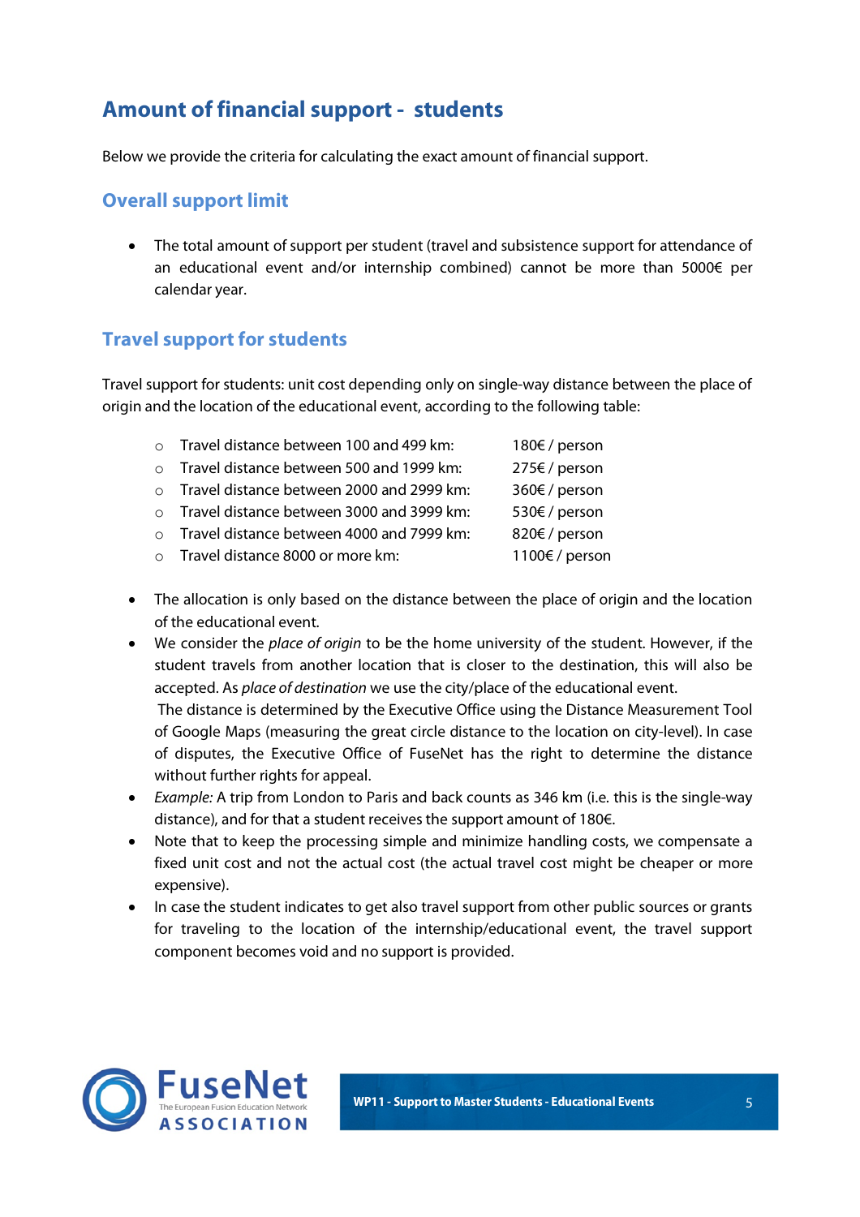## Amount of financial support - students

Below we provide the criteria for calculating the exact amount of financial support.

### Overall support limit

- The total amount of support per student (travel and subsistence support for attendance of an educational event and/or internship combined) cannot be more than 5000€ per calendar year.

### Travel support for students

Travel support for students: unit cost depending only on single-way distance between the place of origin and the location of the educational event, according to the following table:

- Travel distance between 100 and 499 km: 180€ / person
- Travel distance between 500 and 1999 km: 275€ / person
- Travel distance between 2000 and 2999 km: 360€ / person
- Travel distance between 3000 and 3999 km: 530€ / person
- Travel distance between 4000 and 7999 km: 820€ / person
- Travel distance 8000 or more km: 1100€ / person

- The allocation is only based on the distance between the place of origin and the location of the educational event.
- We consider the *place of origin* to be the home university of the student. However, if the student travels from another location that is closer to the destination, this will also be accepted. As *place of destination* we use the city/place of the educational event.
  The distance is determined by the Executive Office using the Distance Measurement Tool of Google Maps (measuring the great circle distance to the location on city-level). In case of disputes, the Executive Office of FuseNet has the right to determine the distance without further rights for appeal.
- *Example:* A trip from London to Paris and back counts as 346 km (i.e. this is the single-way distance), and for that a student receives the support amount of 180€.
- Note that to keep the processing simple and minimize handling costs, we compensate a fixed unit cost and not the actual cost (the actual travel cost might be cheaper or more expensive).
- In case the student indicates to get also travel support from other public sources or grants for traveling to the location of the internship/educational event, the travel support component becomes void and no support is provided.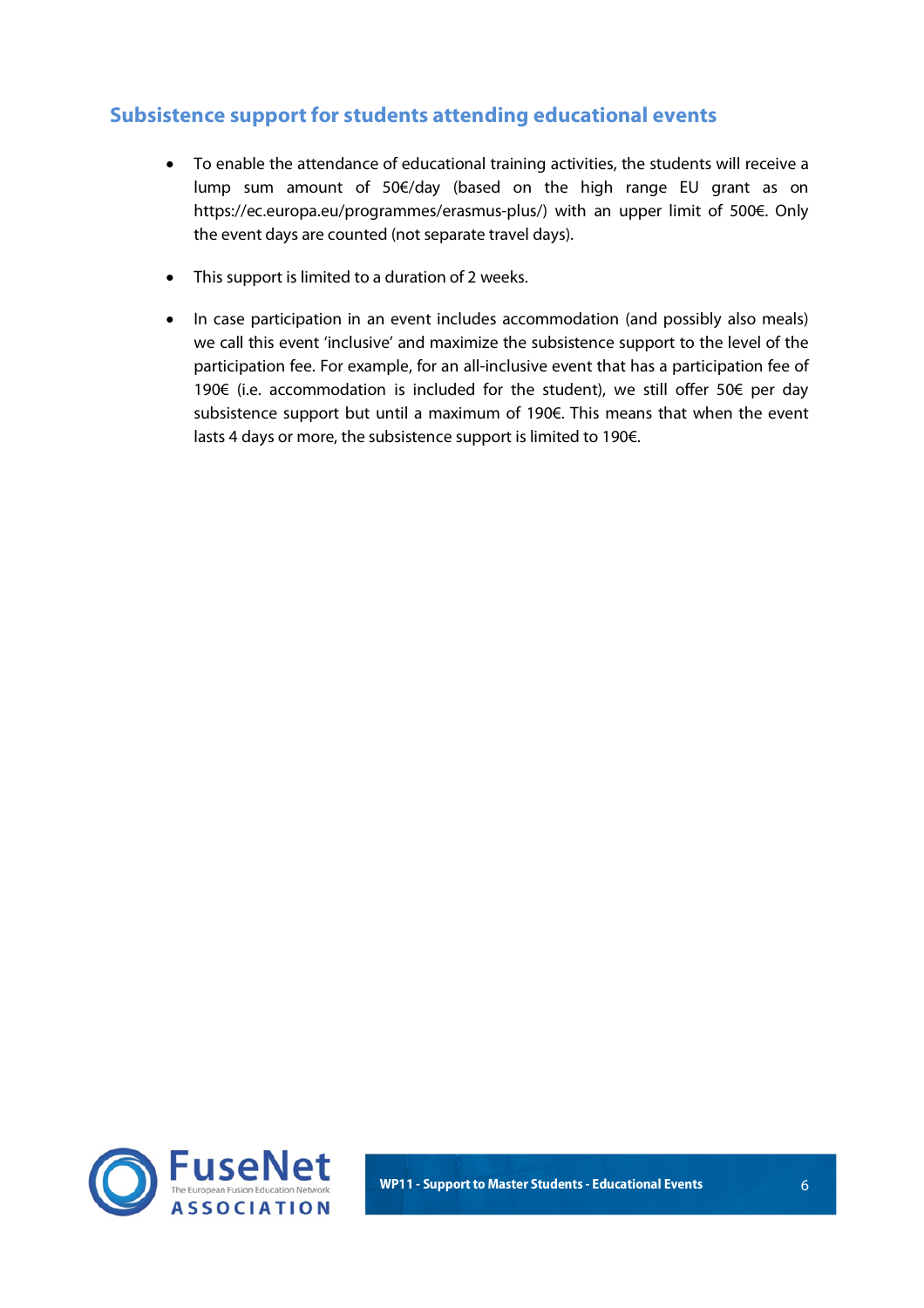## Subsistence support for students attending educational events

- To enable the attendance of educational training activities, the students will receive a lump sum amount of 50€/day (based on the high range EU grant as on https://ec.europa.eu/programmes/erasmus-plus/) with an upper limit of 500€. Only the event days are counted (not separate travel days).

- This support is limited to a duration of 2 weeks.

- In case participation in an event includes accommodation (and possibly also meals) we call this event 'inclusive' and maximize the subsistence support to the level of the participation fee. For example, for an all-inclusive event that has a participation fee of 190€ (i.e. accommodation is included for the student), we still offer 50€ per day subsistence support but until a maximum of 190€. This means that when the event lasts 4 days or more, the subsistence support is limited to 190€.